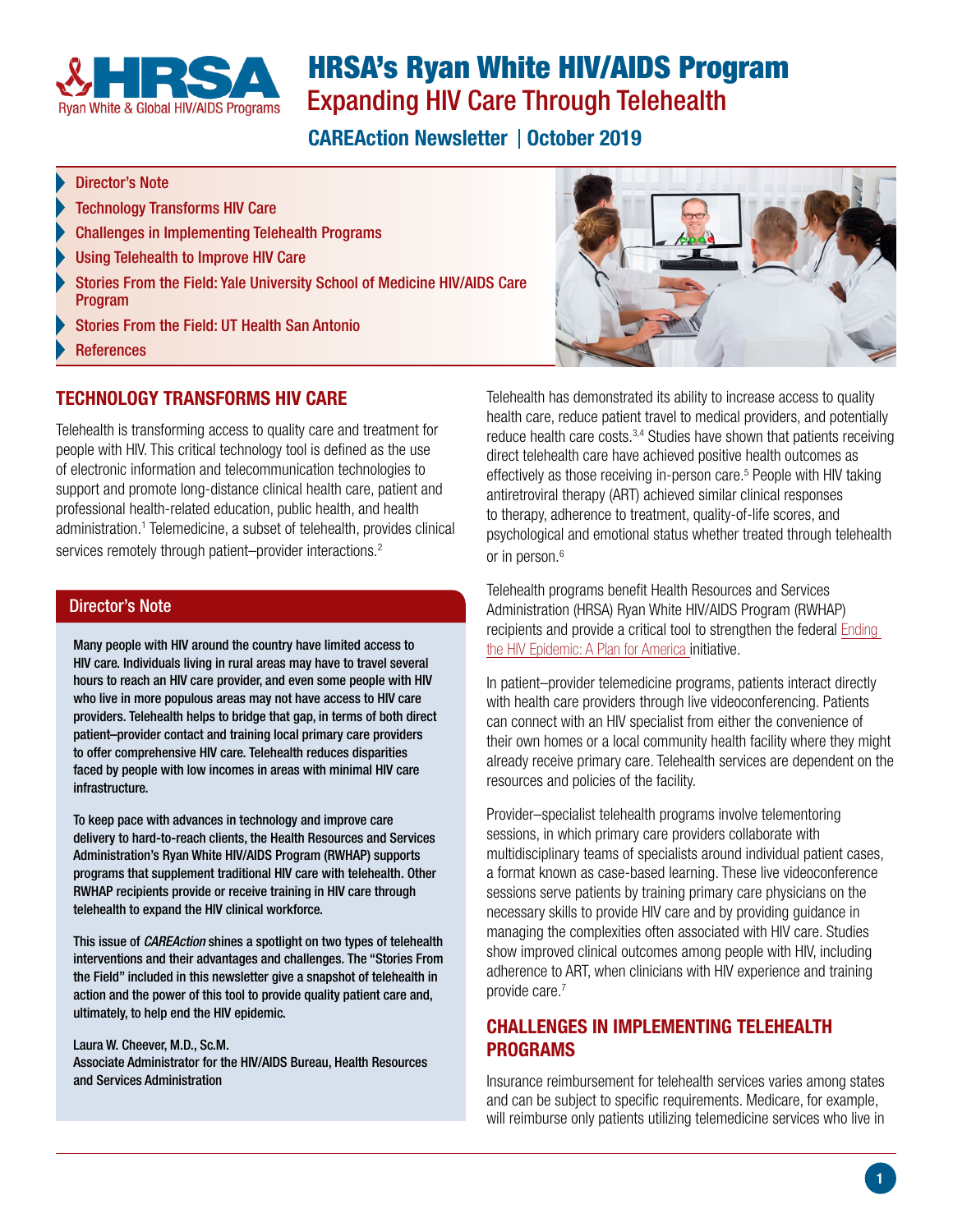# HRSA's Ryan White HIV/AIDS Program

## Expanding HIV Care Through Telehealth

**CAREAction Newsletter | October 2019**

- Director's Note
- Technology Transforms HIV Care
- Challenges in Implementing Telehealth Programs
- Using Telehealth to Improve HIV Care
- Stories From the Field: Yale University School of Medicine HIV/AIDS Care Program
- Stories From the Field: UT Health San Antonio
- References

## TECHNOLOGY TRANSFORMS HIV CARE

Telehealth is transforming access to quality care and treatment for people with HIV. This critical technology tool is defined as the use of electronic information and telecommunication technologies to support and promote long-distance clinical health care, patient and professional health-related education, public health, and health administration.[1] Telemedicine, a subset of telehealth, provides clinical services remotely through patient–provider interactions.[2]

### Director's Note

**Many people with HIV around the country have limited access to HIV care. Individuals living in rural areas may have to travel several hours to reach an HIV care provider, and even some people with HIV who live in more populous areas may not have access to HIV care providers. Telehealth helps to bridge that gap, in terms of both direct patient–provider contact and training local primary care providers to offer comprehensive HIV care. Telehealth reduces disparities faced by people with low incomes in areas with minimal HIV care infrastructure.**

**To keep pace with advances in technology and improve care delivery to hard-to-reach clients, the Health Resources and Services Administration's Ryan White HIV/AIDS Program (RWHAP) supports programs that supplement traditional HIV care with telehealth. Other RWHAP recipients provide or receive training in HIV care through telehealth to expand the HIV clinical workforce.**

**This issue of *CAREAction* shines a spotlight on two types of telehealth interventions and their advantages and challenges. The "Stories From the Field" included in this newsletter give a snapshot of telehealth in action and the power of this tool to provide quality patient care and, ultimately, to help end the HIV epidemic.**

**Laura W. Cheever, M.D., Sc.M.**
**Associate Administrator for the HIV/AIDS Bureau, Health Resources and Services Administration**

Telehealth has demonstrated its ability to increase access to quality health care, reduce patient travel to medical providers, and potentially reduce health care costs.[3,4] Studies have shown that patients receiving direct telehealth care have achieved positive health outcomes as effectively as those receiving in-person care.[5] People with HIV taking antiretroviral therapy (ART) achieved similar clinical responses to therapy, adherence to treatment, quality-of-life scores, and psychological and emotional status whether treated through telehealth or in person.[6]

Telehealth programs benefit Health Resources and Services Administration (HRSA) Ryan White HIV/AIDS Program (RWHAP) recipients and provide a critical tool to strengthen the federal Ending the HIV Epidemic: A Plan for America initiative.

In patient–provider telemedicine programs, patients interact directly with health care providers through live videoconferencing. Patients can connect with an HIV specialist from either the convenience of their own homes or a local community health facility where they might already receive primary care. Telehealth services are dependent on the resources and policies of the facility.

Provider–specialist telehealth programs involve telementoring sessions, in which primary care providers collaborate with multidisciplinary teams of specialists around individual patient cases, a format known as case-based learning. These live videoconference sessions serve patients by training primary care physicians on the necessary skills to provide HIV care and by providing guidance in managing the complexities often associated with HIV care. Studies show improved clinical outcomes among people with HIV, including adherence to ART, when clinicians with HIV experience and training provide care.[7]

## CHALLENGES IN IMPLEMENTING TELEHEALTH PROGRAMS

Insurance reimbursement for telehealth services varies among states and can be subject to specific requirements. Medicare, for example, will reimburse only patients utilizing telemedicine services who live in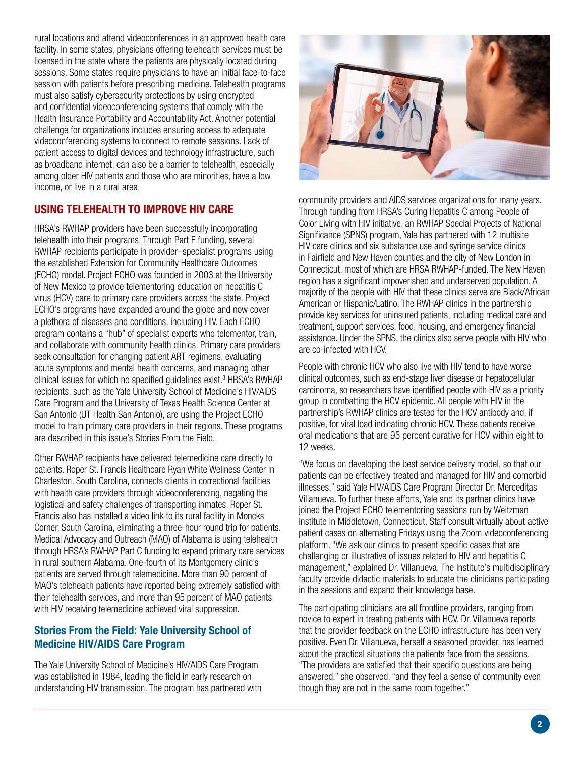rural locations and attend videoconferences in an approved health care facility. In some states, physicians offering telehealth services must be licensed in the state where the patients are physically located during sessions. Some states require physicians to have an initial face-to-face session with patients before prescribing medicine. Telehealth programs must also satisfy cybersecurity protections by using encrypted and confidential videoconferencing systems that comply with the Health Insurance Portability and Accountability Act. Another potential challenge for organizations includes ensuring access to adequate videoconferencing systems to connect to remote sessions. Lack of patient access to digital devices and technology infrastructure, such as broadband internet, can also be a barrier to telehealth, especially among older HIV patients and those who are minorities, have a low income, or live in a rural area.

## USING TELEHEALTH TO IMPROVE HIV CARE

HRSA's RWHAP providers have been successfully incorporating telehealth into their programs. Through Part F funding, several RWHAP recipients participate in provider–specialist programs using the established Extension for Community Healthcare Outcomes (ECHO) model. Project ECHO was founded in 2003 at the University of New Mexico to provide telementoring education on hepatitis C virus (HCV) care to primary care providers across the state. Project ECHO's programs have expanded around the globe and now cover a plethora of diseases and conditions, including HIV. Each ECHO program contains a "hub" of specialist experts who telementor, train, and collaborate with community health clinics. Primary care providers seek consultation for changing patient ART regimens, evaluating acute symptoms and mental health concerns, and managing other clinical issues for which no specified guidelines exist.[8] HRSA's RWHAP recipients, such as the Yale University School of Medicine's HIV/AIDS Care Program and the University of Texas Health Science Center at San Antonio (UT Health San Antonio), are using the Project ECHO model to train primary care providers in their regions. These programs are described in this issue's Stories From the Field.

Other RWHAP recipients have delivered telemedicine care directly to patients. Roper St. Francis Healthcare Ryan White Wellness Center in Charleston, South Carolina, connects clients in correctional facilities with health care providers through videoconferencing, negating the logistical and safety challenges of transporting inmates. Roper St. Francis also has installed a video link to its rural facility in Moncks Corner, South Carolina, eliminating a three-hour round trip for patients. Medical Advocacy and Outreach (MAO) of Alabama is using telehealth through HRSA's RWHAP Part C funding to expand primary care services in rural southern Alabama. One-fourth of its Montgomery clinic's patients are served through telemedicine. More than 90 percent of MAO's telehealth patients have reported being extremely satisfied with their telehealth services, and more than 95 percent of MAO patients with HIV receiving telemedicine achieved viral suppression.

### Stories From the Field: Yale University School of Medicine HIV/AIDS Care Program

The Yale University School of Medicine's HIV/AIDS Care Program was established in 1984, leading the field in early research on understanding HIV transmission. The program has partnered with community providers and AIDS services organizations for many years. Through funding from HRSA's Curing Hepatitis C among People of Color Living with HIV initiative, an RWHAP Special Projects of National Significance (SPNS) program, Yale has partnered with 12 multisite HIV care clinics and six substance use and syringe service clinics in Fairfield and New Haven counties and the city of New London in Connecticut, most of which are HRSA RWHAP-funded. The New Haven region has a significant impoverished and underserved population. A majority of the people with HIV that these clinics serve are Black/African American or Hispanic/Latino. The RWHAP clinics in the partnership provide key services for uninsured patients, including medical care and treatment, support services, food, housing, and emergency financial assistance. Under the SPNS, the clinics also serve people with HIV who are co-infected with HCV.

People with chronic HCV who also live with HIV tend to have worse clinical outcomes, such as end-stage liver disease or hepatocellular carcinoma, so researchers have identified people with HIV as a priority group in combatting the HCV epidemic. All people with HIV in the partnership's RWHAP clinics are tested for the HCV antibody and, if positive, for viral load indicating chronic HCV. These patients receive oral medications that are 95 percent curative for HCV within eight to 12 weeks.

"We focus on developing the best service delivery model, so that our patients can be effectively treated and managed for HIV and comorbid illnesses," said Yale HIV/AIDS Care Program Director Dr. Merceditas Villanueva. To further these efforts, Yale and its partner clinics have joined the Project ECHO telementoring sessions run by Weitzman Institute in Middletown, Connecticut. Staff consult virtually about active patient cases on alternating Fridays using the Zoom videoconferencing platform. "We ask our clinics to present specific cases that are challenging or illustrative of issues related to HIV and hepatitis C management," explained Dr. Villanueva. The Institute's multidisciplinary faculty provide didactic materials to educate the clinicians participating in the sessions and expand their knowledge base.

The participating clinicians are all frontline providers, ranging from novice to expert in treating patients with HCV. Dr. Villanueva reports that the provider feedback on the ECHO infrastructure has been very positive. Even Dr. Villanueva, herself a seasoned provider, has learned about the practical situations the patients face from the sessions. "The providers are satisfied that their specific questions are being answered," she observed, "and they feel a sense of community even though they are not in the same room together."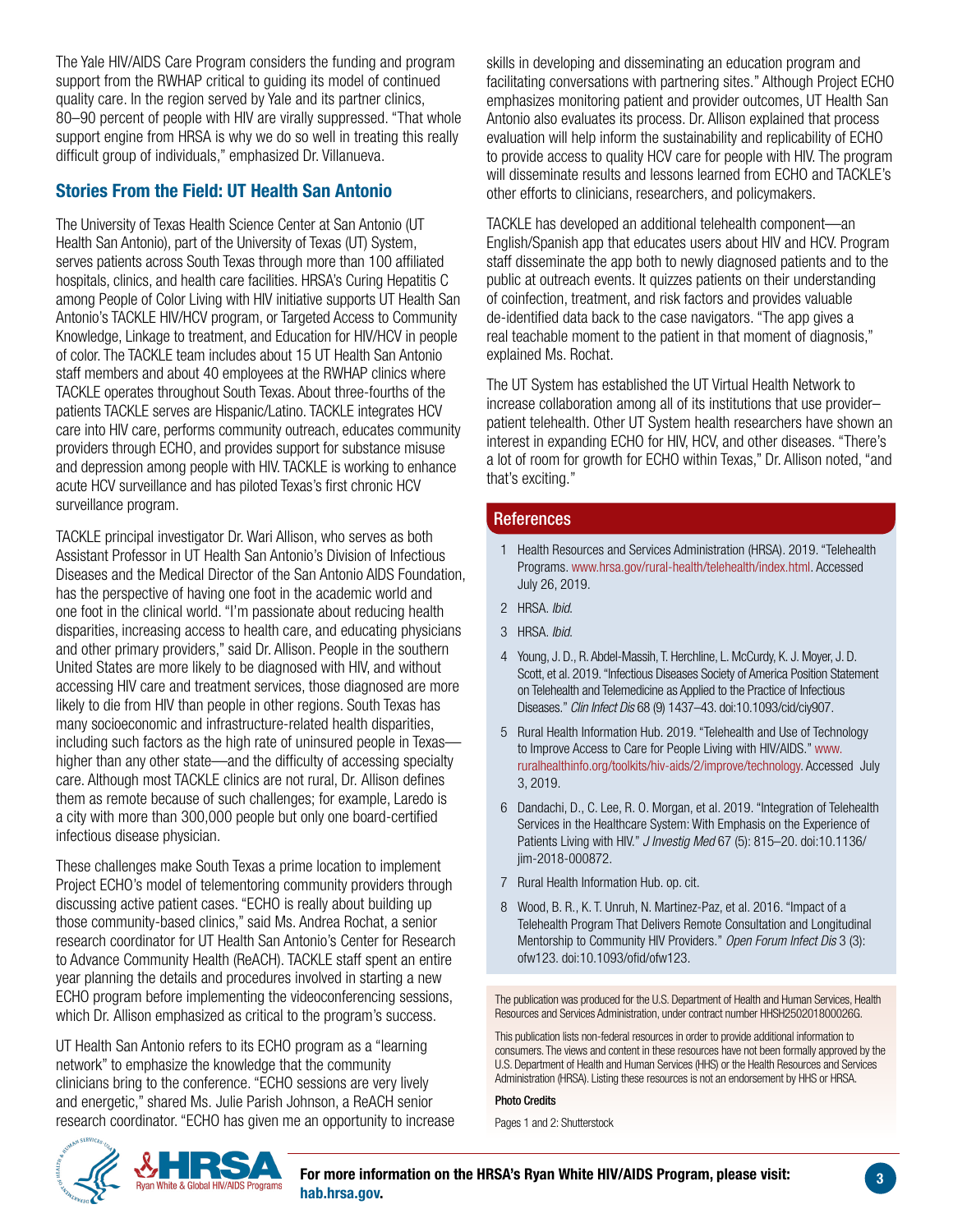The Yale HIV/AIDS Care Program considers the funding and program support from the RWHAP critical to guiding its model of continued quality care. In the region served by Yale and its partner clinics, 80–90 percent of people with HIV are virally suppressed. "That whole support engine from HRSA is why we do so well in treating this really difficult group of individuals," emphasized Dr. Villanueva.

## Stories From the Field: UT Health San Antonio

The University of Texas Health Science Center at San Antonio (UT Health San Antonio), part of the University of Texas (UT) System, serves patients across South Texas through more than 100 affiliated hospitals, clinics, and health care facilities. HRSA's Curing Hepatitis C among People of Color Living with HIV initiative supports UT Health San Antonio's TACKLE HIV/HCV program, or Targeted Access to Community Knowledge, Linkage to treatment, and Education for HIV/HCV in people of color. The TACKLE team includes about 15 UT Health San Antonio staff members and about 40 employees at the RWHAP clinics where TACKLE operates throughout South Texas. About three-fourths of the patients TACKLE serves are Hispanic/Latino. TACKLE integrates HCV care into HIV care, performs community outreach, educates community providers through ECHO, and provides support for substance misuse and depression among people with HIV. TACKLE is working to enhance acute HCV surveillance and has piloted Texas's first chronic HCV surveillance program.

TACKLE principal investigator Dr. Wari Allison, who serves as both Assistant Professor in UT Health San Antonio's Division of Infectious Diseases and the Medical Director of the San Antonio AIDS Foundation, has the perspective of having one foot in the academic world and one foot in the clinical world. "I'm passionate about reducing health disparities, increasing access to health care, and educating physicians and other primary providers," said Dr. Allison. People in the southern United States are more likely to be diagnosed with HIV, and without accessing HIV care and treatment services, those diagnosed are more likely to die from HIV than people in other regions. South Texas has many socioeconomic and infrastructure-related health disparities, including such factors as the high rate of uninsured people in Texas—higher than any other state—and the difficulty of accessing specialty care. Although most TACKLE clinics are not rural, Dr. Allison defines them as remote because of such challenges; for example, Laredo is a city with more than 300,000 people but only one board-certified infectious disease physician.

These challenges make South Texas a prime location to implement Project ECHO's model of telementoring community providers through discussing active patient cases. "ECHO is really about building up those community-based clinics," said Ms. Andrea Rochat, a senior research coordinator for UT Health San Antonio's Center for Research to Advance Community Health (ReACH). TACKLE staff spent an entire year planning the details and procedures involved in starting a new ECHO program before implementing the videoconferencing sessions, which Dr. Allison emphasized as critical to the program's success.

UT Health San Antonio refers to its ECHO program as a "learning network" to emphasize the knowledge that the community clinicians bring to the conference. "ECHO sessions are very lively and energetic," shared Ms. Julie Parish Johnson, a ReACH senior research coordinator. "ECHO has given me an opportunity to increase skills in developing and disseminating an education program and facilitating conversations with partnering sites." Although Project ECHO emphasizes monitoring patient and provider outcomes, UT Health San Antonio also evaluates its process. Dr. Allison explained that process evaluation will help inform the sustainability and replicability of ECHO to provide access to quality HCV care for people with HIV. The program will disseminate results and lessons learned from ECHO and TACKLE's other efforts to clinicians, researchers, and policymakers.

TACKLE has developed an additional telehealth component—an English/Spanish app that educates users about HIV and HCV. Program staff disseminate the app both to newly diagnosed patients and to the public at outreach events. It quizzes patients on their understanding of coinfection, treatment, and risk factors and provides valuable de-identified data back to the case navigators. "The app gives a real teachable moment to the patient in that moment of diagnosis," explained Ms. Rochat.

The UT System has established the UT Virtual Health Network to increase collaboration among all of its institutions that use provider–patient telehealth. Other UT System health researchers have shown an interest in expanding ECHO for HIV, HCV, and other diseases. "There's a lot of room for growth for ECHO within Texas," Dr. Allison noted, "and that's exciting."

## References

1. Health Resources and Services Administration (HRSA). 2019. "Telehealth Programs. www.hrsa.gov/rural-health/telehealth/index.html. Accessed July 26, 2019.
2. HRSA. *Ibid.*
3. HRSA. *Ibid.*
4. Young, J. D., R. Abdel-Massih, T. Herchline, L. McCurdy, K. J. Moyer, J. D. Scott, et al. 2019. "Infectious Diseases Society of America Position Statement on Telehealth and Telemedicine as Applied to the Practice of Infectious Diseases." *Clin Infect Dis* 68 (9) 1437–43. doi:10.1093/cid/ciy907.
5. Rural Health Information Hub. 2019. "Telehealth and Use of Technology to Improve Access to Care for People Living with HIV/AIDS." www.ruralhealthinfo.org/toolkits/hiv-aids/2/improve/technology. Accessed July 3, 2019.
6. Dandachi, D., C. Lee, R. O. Morgan, et al. 2019. "Integration of Telehealth Services in the Healthcare System: With Emphasis on the Experience of Patients Living with HIV." *J Investig Med* 67 (5): 815–20. doi:10.1136/jim-2018-000872.
7. Rural Health Information Hub. op. cit.
8. Wood, B. R., K. T. Unruh, N. Martinez-Paz, et al. 2016. "Impact of a Telehealth Program That Delivers Remote Consultation and Longitudinal Mentorship to Community HIV Providers." *Open Forum Infect Dis* 3 (3): ofw123. doi:10.1093/ofid/ofw123.

The publication was produced for the U.S. Department of Health and Human Services, Health Resources and Services Administration, under contract number HHSH250201800026G.

This publication lists non-federal resources in order to provide additional information to consumers. The views and content in these resources have not been formally approved by the U.S. Department of Health and Human Services (HHS) or the Health Resources and Services Administration (HRSA). Listing these resources is not an endorsement by HHS or HRSA.

**Photo Credits**

Pages 1 and 2: Shutterstock

**For more information on the HRSA's Ryan White HIV/AIDS Program, please visit: hab.hrsa.gov.**